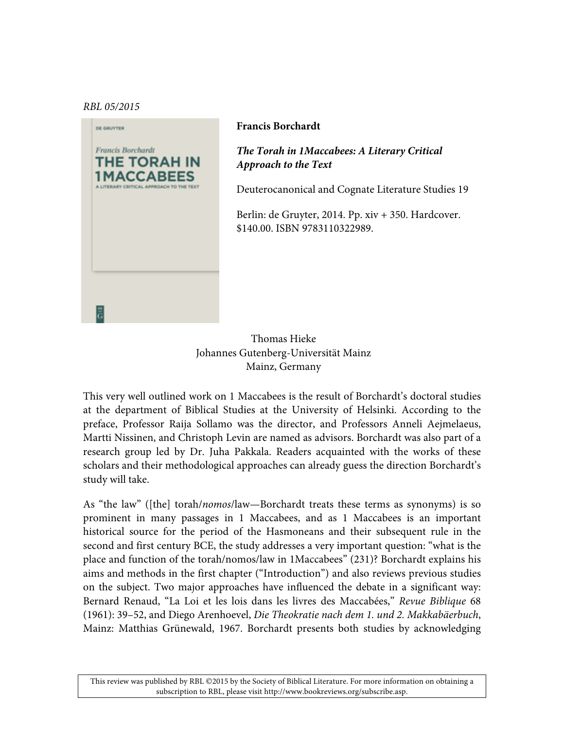RBL 05/2015

**Francis Borchardt**

***The Torah in 1Maccabees: A Literary Critical Approach to the Text***

Deuterocanonical and Cognate Literature Studies 19

Berlin: de Gruyter, 2014. Pp. xiv + 350. Hardcover. $140.00. ISBN 9783110322989.

Thomas Hieke
Johannes Gutenberg-Universität Mainz
Mainz, Germany

This very well outlined work on 1 Maccabees is the result of Borchardt's doctoral studies at the department of Biblical Studies at the University of Helsinki. According to the preface, Professor Raija Sollamo was the director, and Professors Anneli Aejmelaeus, Martti Nissinen, and Christoph Levin are named as advisors. Borchardt was also part of a research group led by Dr. Juha Pakkala. Readers acquainted with the works of these scholars and their methodological approaches can already guess the direction Borchardt's study will take.

As "the law" ([the] torah/*nomos*/law—Borchardt treats these terms as synonyms) is so prominent in many passages in 1 Maccabees, and as 1 Maccabees is an important historical source for the period of the Hasmoneans and their subsequent rule in the second and first century BCE, the study addresses a very important question: "what is the place and function of the torah/nomos/law in 1Maccabees" (231)? Borchardt explains his aims and methods in the first chapter ("Introduction") and also reviews previous studies on the subject. Two major approaches have influenced the debate in a significant way: Bernard Renaud, "La Loi et les lois dans les livres des Maccabées," *Revue Biblique* 68 (1961): 39–52, and Diego Arenhoevel, *Die Theokratie nach dem 1. und 2. Makkabäerbuch*, Mainz: Matthias Grünewald, 1967. Borchardt presents both studies by acknowledging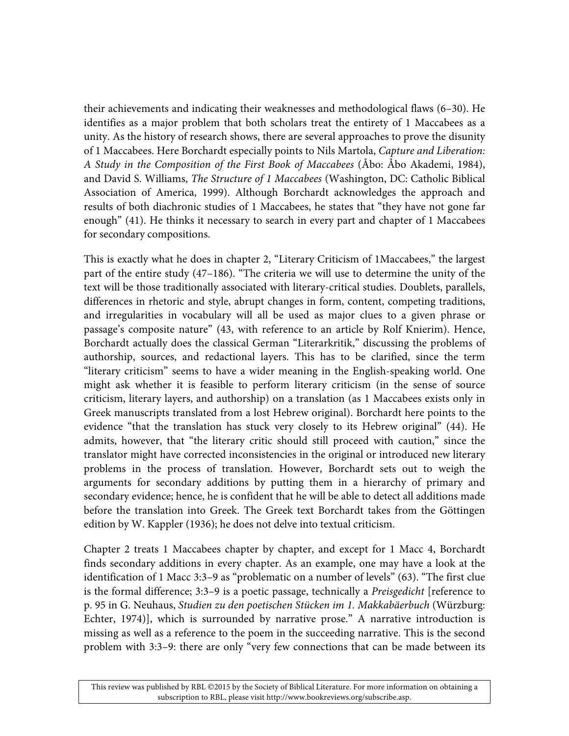their achievements and indicating their weaknesses and methodological flaws (6–30). He identifies as a major problem that both scholars treat the entirety of 1 Maccabees as a unity. As the history of research shows, there are several approaches to prove the disunity of 1 Maccabees. Here Borchardt especially points to Nils Martola, *Capture and Liberation: A Study in the Composition of the First Book of Maccabees* (Åbo: Åbo Akademi, 1984), and David S. Williams, *The Structure of 1 Maccabees* (Washington, DC: Catholic Biblical Association of America, 1999). Although Borchardt acknowledges the approach and results of both diachronic studies of 1 Maccabees, he states that "they have not gone far enough" (41). He thinks it necessary to search in every part and chapter of 1 Maccabees for secondary compositions.

This is exactly what he does in chapter 2, "Literary Criticism of 1Maccabees," the largest part of the entire study (47–186). "The criteria we will use to determine the unity of the text will be those traditionally associated with literary-critical studies. Doublets, parallels, differences in rhetoric and style, abrupt changes in form, content, competing traditions, and irregularities in vocabulary will all be used as major clues to a given phrase or passage's composite nature" (43, with reference to an article by Rolf Knierim). Hence, Borchardt actually does the classical German "Literarkritik," discussing the problems of authorship, sources, and redactional layers. This has to be clarified, since the term "literary criticism" seems to have a wider meaning in the English-speaking world. One might ask whether it is feasible to perform literary criticism (in the sense of source criticism, literary layers, and authorship) on a translation (as 1 Maccabees exists only in Greek manuscripts translated from a lost Hebrew original). Borchardt here points to the evidence "that the translation has stuck very closely to its Hebrew original" (44). He admits, however, that "the literary critic should still proceed with caution," since the translator might have corrected inconsistencies in the original or introduced new literary problems in the process of translation. However, Borchardt sets out to weigh the arguments for secondary additions by putting them in a hierarchy of primary and secondary evidence; hence, he is confident that he will be able to detect all additions made before the translation into Greek. The Greek text Borchardt takes from the Göttingen edition by W. Kappler (1936); he does not delve into textual criticism.

Chapter 2 treats 1 Maccabees chapter by chapter, and except for 1 Macc 4, Borchardt finds secondary additions in every chapter. As an example, one may have a look at the identification of 1 Macc 3:3–9 as "problematic on a number of levels" (63). "The first clue is the formal difference; 3:3–9 is a poetic passage, technically a *Preisgedicht* [reference to p. 95 in G. Neuhaus, *Studien zu den poetischen Stücken im 1. Makkabäerbuch* (Würzburg: Echter, 1974)], which is surrounded by narrative prose." A narrative introduction is missing as well as a reference to the poem in the succeeding narrative. This is the second problem with 3:3–9: there are only "very few connections that can be made between its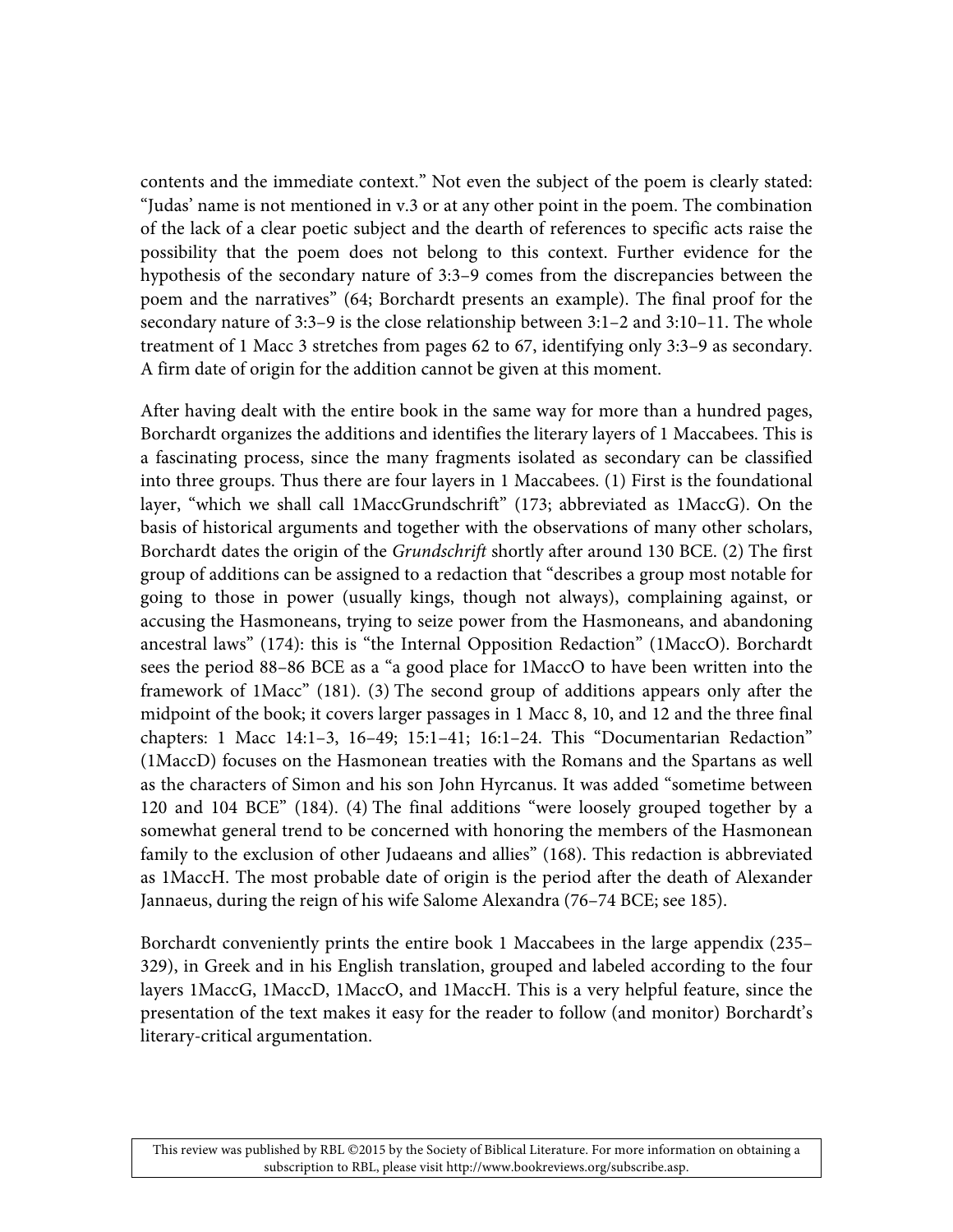contents and the immediate context." Not even the subject of the poem is clearly stated: "Judas' name is not mentioned in v.3 or at any other point in the poem. The combination of the lack of a clear poetic subject and the dearth of references to specific acts raise the possibility that the poem does not belong to this context. Further evidence for the hypothesis of the secondary nature of 3:3–9 comes from the discrepancies between the poem and the narratives" (64; Borchardt presents an example). The final proof for the secondary nature of 3:3–9 is the close relationship between 3:1–2 and 3:10–11. The whole treatment of 1 Macc 3 stretches from pages 62 to 67, identifying only 3:3–9 as secondary. A firm date of origin for the addition cannot be given at this moment.

After having dealt with the entire book in the same way for more than a hundred pages, Borchardt organizes the additions and identifies the literary layers of 1 Maccabees. This is a fascinating process, since the many fragments isolated as secondary can be classified into three groups. Thus there are four layers in 1 Maccabees. (1) First is the foundational layer, "which we shall call 1MaccGrundschrift" (173; abbreviated as 1MaccG). On the basis of historical arguments and together with the observations of many other scholars, Borchardt dates the origin of the *Grundschrift* shortly after around 130 BCE. (2) The first group of additions can be assigned to a redaction that "describes a group most notable for going to those in power (usually kings, though not always), complaining against, or accusing the Hasmoneans, trying to seize power from the Hasmoneans, and abandoning ancestral laws" (174): this is "the Internal Opposition Redaction" (1MaccO). Borchardt sees the period 88–86 BCE as a "a good place for 1MaccO to have been written into the framework of 1Macc" (181). (3) The second group of additions appears only after the midpoint of the book; it covers larger passages in 1 Macc 8, 10, and 12 and the three final chapters: 1 Macc 14:1–3, 16–49; 15:1–41; 16:1–24. This "Documentarian Redaction" (1MaccD) focuses on the Hasmonean treaties with the Romans and the Spartans as well as the characters of Simon and his son John Hyrcanus. It was added "sometime between 120 and 104 BCE" (184). (4) The final additions "were loosely grouped together by a somewhat general trend to be concerned with honoring the members of the Hasmonean family to the exclusion of other Judaeans and allies" (168). This redaction is abbreviated as 1MaccH. The most probable date of origin is the period after the death of Alexander Jannaeus, during the reign of his wife Salome Alexandra (76–74 BCE; see 185).

Borchardt conveniently prints the entire book 1 Maccabees in the large appendix (235–329), in Greek and in his English translation, grouped and labeled according to the four layers 1MaccG, 1MaccD, 1MaccO, and 1MaccH. This is a very helpful feature, since the presentation of the text makes it easy for the reader to follow (and monitor) Borchardt's literary-critical argumentation.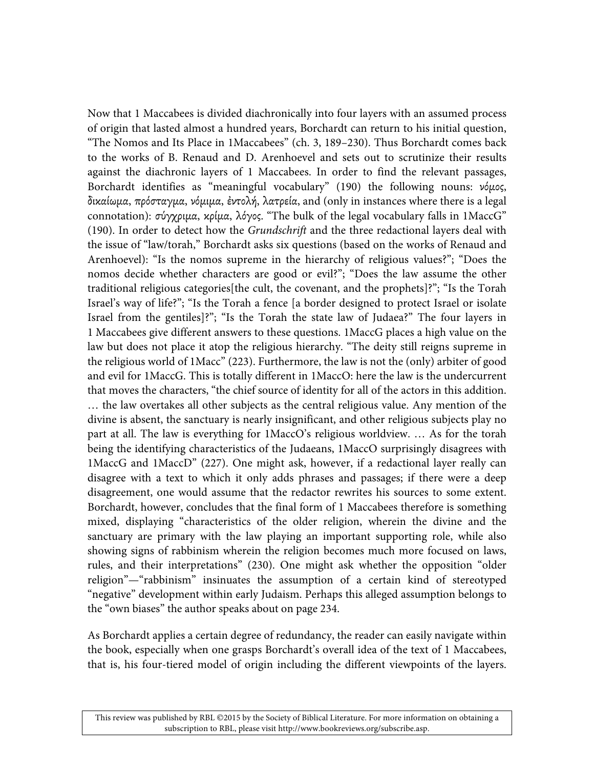Now that 1 Maccabees is divided diachronically into four layers with an assumed process of origin that lasted almost a hundred years, Borchardt can return to his initial question, "The Nomos and Its Place in 1Maccabees" (ch. 3, 189–230). Thus Borchardt comes back to the works of B. Renaud and D. Arenhoevel and sets out to scrutinize their results against the diachronic layers of 1 Maccabees. In order to find the relevant passages, Borchardt identifies as "meaningful vocabulary" (190) the following nouns: *νόμος*, *δικαίωμα*, *πρόσταγμα*, *νόμιμα*, *ἐντολή*, *λατρεία*, and (only in instances where there is a legal connotation): *σύγχριμα*, *κρίμα*, *λόγος*. "The bulk of the legal vocabulary falls in 1MaccG" (190). In order to detect how the *Grundschrift* and the three redactional layers deal with the issue of "law/torah," Borchardt asks six questions (based on the works of Renaud and Arenhoevel): "Is the nomos supreme in the hierarchy of religious values?"; "Does the nomos decide whether characters are good or evil?"; "Does the law assume the other traditional religious categories[the cult, the covenant, and the prophets]?"; "Is the Torah Israel's way of life?"; "Is the Torah a fence [a border designed to protect Israel or isolate Israel from the gentiles]?"; "Is the Torah the state law of Judaea?" The four layers in 1 Maccabees give different answers to these questions. 1MaccG places a high value on the law but does not place it atop the religious hierarchy. "The deity still reigns supreme in the religious world of 1Macc" (223). Furthermore, the law is not the (only) arbiter of good and evil for 1MaccG. This is totally different in 1MaccO: here the law is the undercurrent that moves the characters, "the chief source of identity for all of the actors in this addition. … the law overtakes all other subjects as the central religious value. Any mention of the divine is absent, the sanctuary is nearly insignificant, and other religious subjects play no part at all. The law is everything for 1MaccO's religious worldview. … As for the torah being the identifying characteristics of the Judaeans, 1MaccO surprisingly disagrees with 1MaccG and 1MaccD" (227). One might ask, however, if a redactional layer really can disagree with a text to which it only adds phrases and passages; if there were a deep disagreement, one would assume that the redactor rewrites his sources to some extent. Borchardt, however, concludes that the final form of 1 Maccabees therefore is something mixed, displaying "characteristics of the older religion, wherein the divine and the sanctuary are primary with the law playing an important supporting role, while also showing signs of rabbinism wherein the religion becomes much more focused on laws, rules, and their interpretations" (230). One might ask whether the opposition "older religion"—"rabbinism" insinuates the assumption of a certain kind of stereotyped "negative" development within early Judaism. Perhaps this alleged assumption belongs to the "own biases" the author speaks about on page 234.

As Borchardt applies a certain degree of redundancy, the reader can easily navigate within the book, especially when one grasps Borchardt's overall idea of the text of 1 Maccabees, that is, his four-tiered model of origin including the different viewpoints of the layers.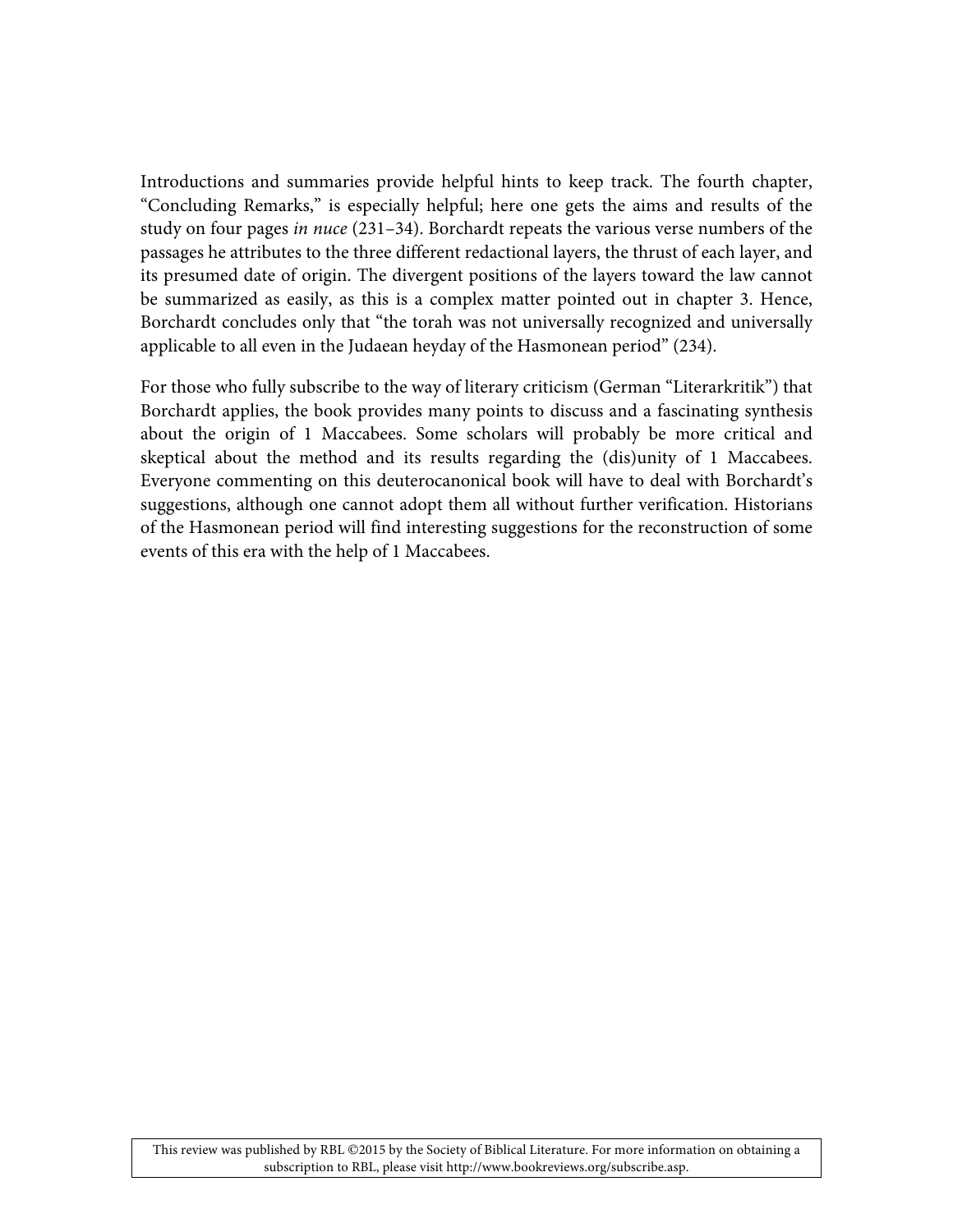Introductions and summaries provide helpful hints to keep track. The fourth chapter, "Concluding Remarks," is especially helpful; here one gets the aims and results of the study on four pages *in nuce* (231–34). Borchardt repeats the various verse numbers of the passages he attributes to the three different redactional layers, the thrust of each layer, and its presumed date of origin. The divergent positions of the layers toward the law cannot be summarized as easily, as this is a complex matter pointed out in chapter 3. Hence, Borchardt concludes only that "the torah was not universally recognized and universally applicable to all even in the Judaean heyday of the Hasmonean period" (234).

For those who fully subscribe to the way of literary criticism (German "Literarkritik") that Borchardt applies, the book provides many points to discuss and a fascinating synthesis about the origin of 1 Maccabees. Some scholars will probably be more critical and skeptical about the method and its results regarding the (dis)unity of 1 Maccabees. Everyone commenting on this deuterocanonical book will have to deal with Borchardt's suggestions, although one cannot adopt them all without further verification. Historians of the Hasmonean period will find interesting suggestions for the reconstruction of some events of this era with the help of 1 Maccabees.

This review was published by RBL ©2015 by the Society of Biblical Literature. For more information on obtaining a subscription to RBL, please visit http://www.bookreviews.org/subscribe.asp.